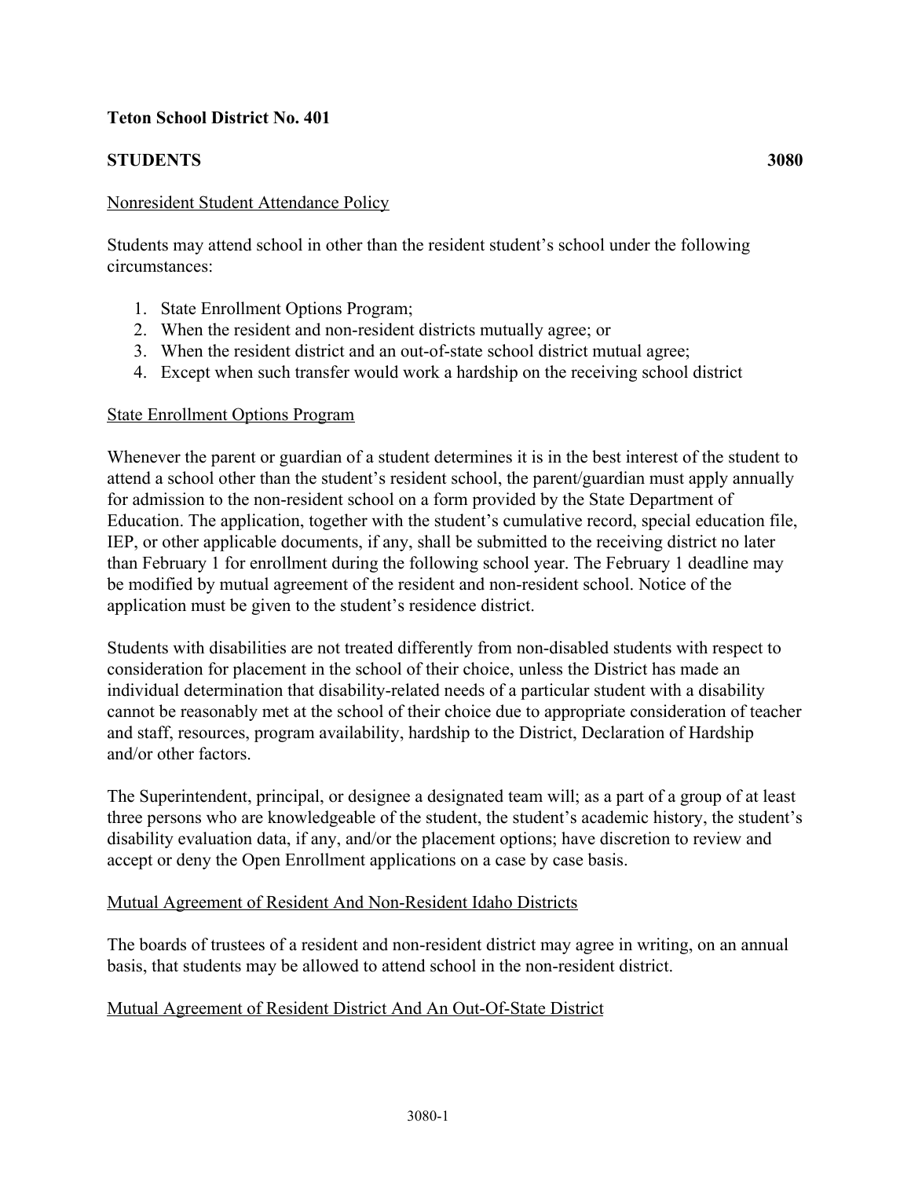**Teton School District No. 401**

**STUDENTS** **3080**

Nonresident Student Attendance Policy

Students may attend school in other than the resident student's school under the following circumstances:

1. State Enrollment Options Program;
2. When the resident and non-resident districts mutually agree; or
3. When the resident district and an out-of-state school district mutual agree;
4. Except when such transfer would work a hardship on the receiving school district

State Enrollment Options Program

Whenever the parent or guardian of a student determines it is in the best interest of the student to attend a school other than the student's resident school, the parent/guardian must apply annually for admission to the non-resident school on a form provided by the State Department of Education. The application, together with the student's cumulative record, special education file, IEP, or other applicable documents, if any, shall be submitted to the receiving district no later than February 1 for enrollment during the following school year. The February 1 deadline may be modified by mutual agreement of the resident and non-resident school. Notice of the application must be given to the student's residence district.

Students with disabilities are not treated differently from non-disabled students with respect to consideration for placement in the school of their choice, unless the District has made an individual determination that disability-related needs of a particular student with a disability cannot be reasonably met at the school of their choice due to appropriate consideration of teacher and staff, resources, program availability, hardship to the District, Declaration of Hardship and/or other factors.

The Superintendent, principal, or designee a designated team will; as a part of a group of at least three persons who are knowledgeable of the student, the student's academic history, the student's disability evaluation data, if any, and/or the placement options; have discretion to review and accept or deny the Open Enrollment applications on a case by case basis.

Mutual Agreement of Resident And Non-Resident Idaho Districts

The boards of trustees of a resident and non-resident district may agree in writing, on an annual basis, that students may be allowed to attend school in the non-resident district.

Mutual Agreement of Resident District And An Out-Of-State District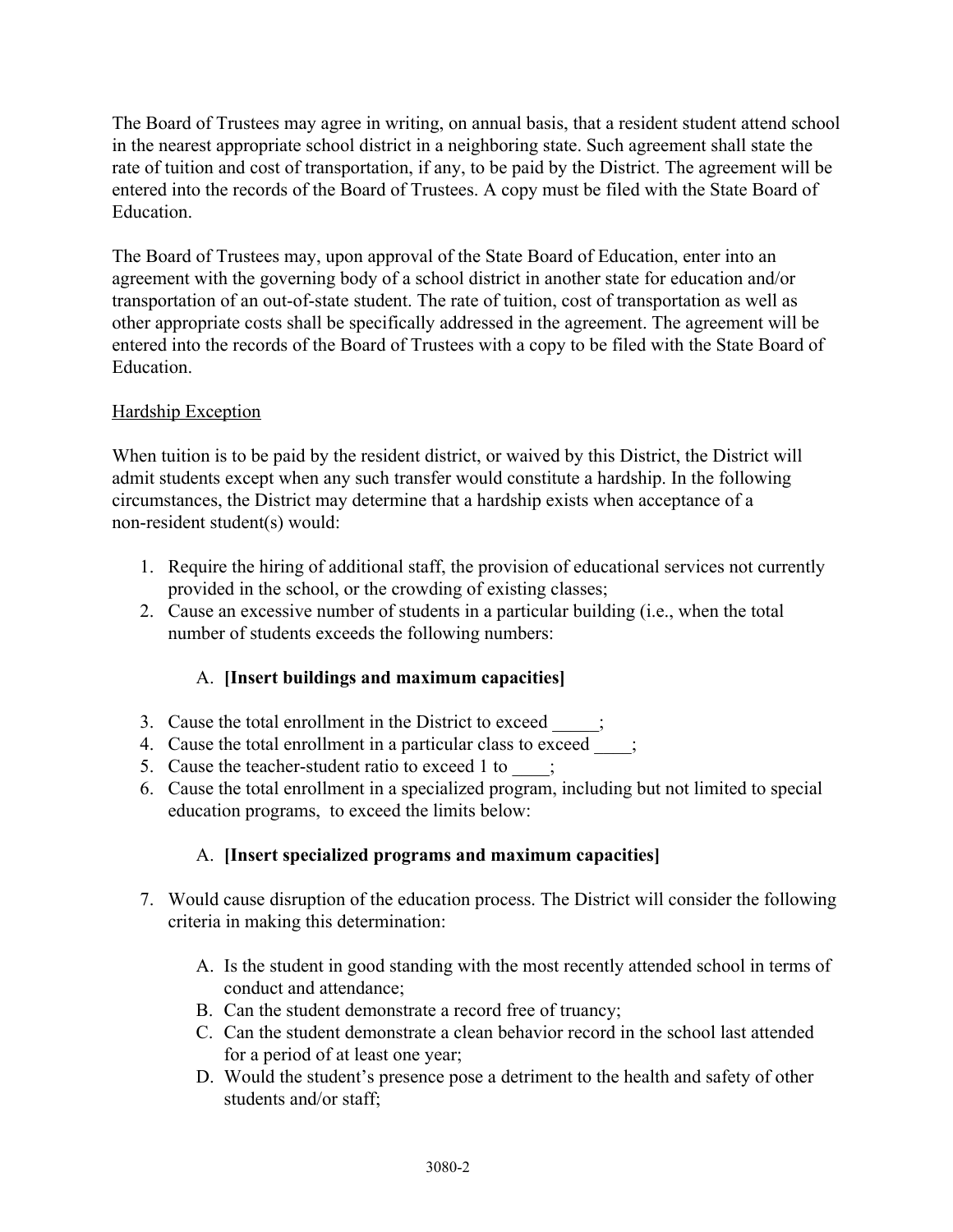The Board of Trustees may agree in writing, on annual basis, that a resident student attend school in the nearest appropriate school district in a neighboring state. Such agreement shall state the rate of tuition and cost of transportation, if any, to be paid by the District. The agreement will be entered into the records of the Board of Trustees. A copy must be filed with the State Board of Education.

The Board of Trustees may, upon approval of the State Board of Education, enter into an agreement with the governing body of a school district in another state for education and/or transportation of an out-of-state student. The rate of tuition, cost of transportation as well as other appropriate costs shall be specifically addressed in the agreement. The agreement will be entered into the records of the Board of Trustees with a copy to be filed with the State Board of Education.

<u>Hardship Exception</u>

When tuition is to be paid by the resident district, or waived by this District, the District will admit students except when any such transfer would constitute a hardship. In the following circumstances, the District may determine that a hardship exists when acceptance of a non-resident student(s) would:

1. Require the hiring of additional staff, the provision of educational services not currently provided in the school, or the crowding of existing classes;
2. Cause an excessive number of students in a particular building (i.e., when the total number of students exceeds the following numbers:

    A. **[Insert buildings and maximum capacities]**

3. Cause the total enrollment in the District to exceed _____;
4. Cause the total enrollment in a particular class to exceed ____;
5. Cause the teacher-student ratio to exceed 1 to ____;
6. Cause the total enrollment in a specialized program, including but not limited to special education programs, to exceed the limits below:

    A. **[Insert specialized programs and maximum capacities]**

7. Would cause disruption of the education process. The District will consider the following criteria in making this determination:

    A. Is the student in good standing with the most recently attended school in terms of conduct and attendance;
    B. Can the student demonstrate a record free of truancy;
    C. Can the student demonstrate a clean behavior record in the school last attended for a period of at least one year;
    D. Would the student's presence pose a detriment to the health and safety of other students and/or staff;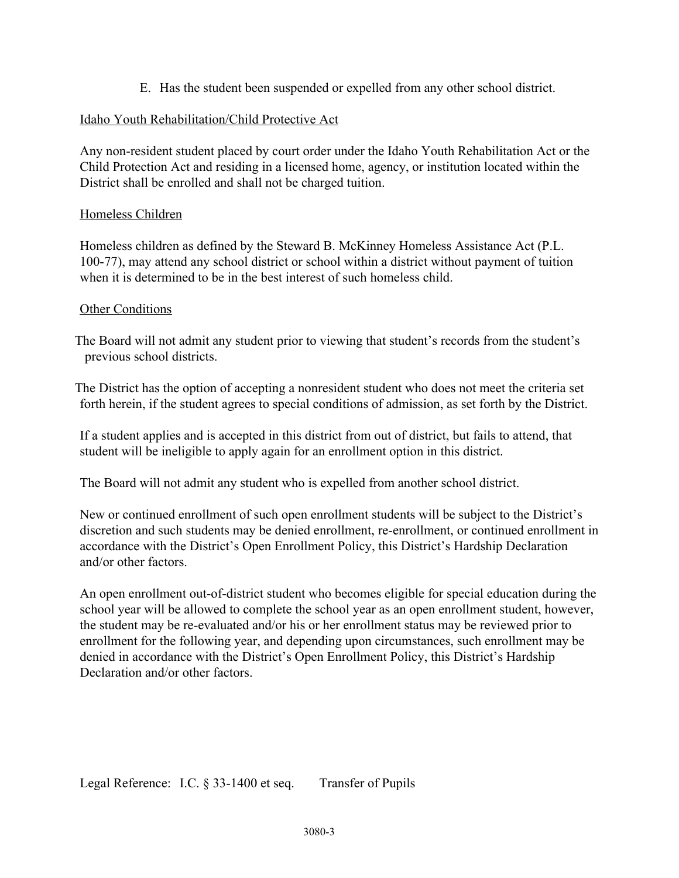E. Has the student been suspended or expelled from any other school district.

<u>Idaho Youth Rehabilitation/Child Protective Act</u>

Any non-resident student placed by court order under the Idaho Youth Rehabilitation Act or the Child Protection Act and residing in a licensed home, agency, or institution located within the District shall be enrolled and shall not be charged tuition.

<u>Homeless Children</u>

Homeless children as defined by the Steward B. McKinney Homeless Assistance Act (P.L. 100-77), may attend any school district or school within a district without payment of tuition when it is determined to be in the best interest of such homeless child.

<u>Other Conditions</u>

The Board will not admit any student prior to viewing that student's records from the student's previous school districts.

The District has the option of accepting a nonresident student who does not meet the criteria set forth herein, if the student agrees to special conditions of admission, as set forth by the District.

If a student applies and is accepted in this district from out of district, but fails to attend, that student will be ineligible to apply again for an enrollment option in this district.

The Board will not admit any student who is expelled from another school district.

New or continued enrollment of such open enrollment students will be subject to the District's discretion and such students may be denied enrollment, re-enrollment, or continued enrollment in accordance with the District's Open Enrollment Policy, this District's Hardship Declaration and/or other factors.

An open enrollment out-of-district student who becomes eligible for special education during the school year will be allowed to complete the school year as an open enrollment student, however, the student may be re-evaluated and/or his or her enrollment status may be reviewed prior to enrollment for the following year, and depending upon circumstances, such enrollment may be denied in accordance with the District's Open Enrollment Policy, this District's Hardship Declaration and/or other factors.

Legal Reference: I.C. § 33-1400 et seq. Transfer of Pupils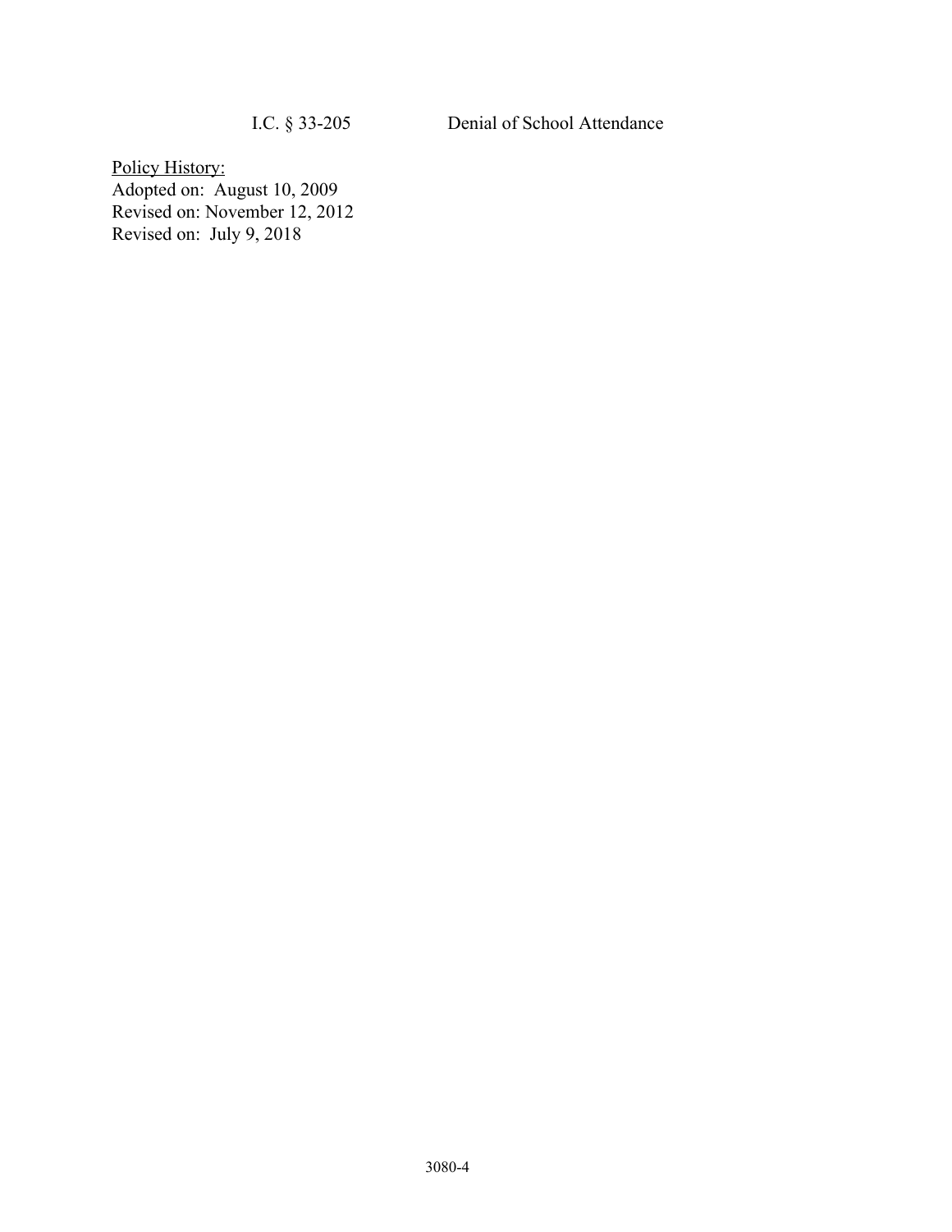I.C. § 33-205 Denial of School Attendance

Policy History:
Adopted on: August 10, 2009
Revised on: November 12, 2012
Revised on: July 9, 2018